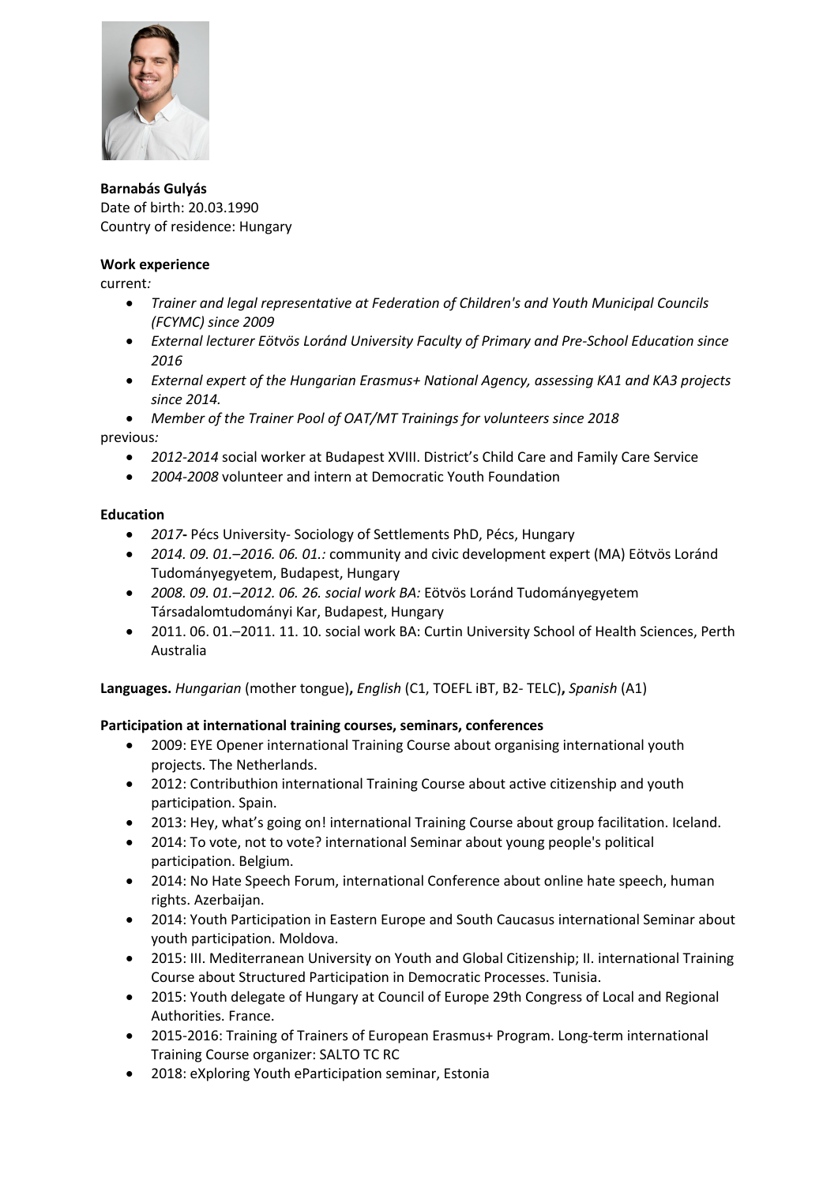**Barnabás Gulyás**
Date of birth: 20.03.1990
Country of residence: Hungary

**Work experience**

current*:*

- *Trainer and legal representative at Federation of Children's and Youth Municipal Councils (FCYMC) since 2009*
- *External lecturer Eötvös Loránd University Faculty of Primary and Pre-School Education since 2016*
- *External expert of the Hungarian Erasmus+ National Agency, assessing KA1 and KA3 projects since 2014.*
- *Member of the Trainer Pool of OAT/MT Trainings for volunteers since 2018*

previous*:*

- *2012-2014* social worker at Budapest XVIII. District's Child Care and Family Care Service
- *2004-2008* volunteer and intern at Democratic Youth Foundation

**Education**

- *2017***-** Pécs University- Sociology of Settlements PhD, Pécs, Hungary
- *2014. 09. 01.–2016. 06. 01.:* community and civic development expert (MA) Eötvös Loránd Tudományegyetem, Budapest, Hungary
- *2008. 09. 01.–2012. 06. 26. social work BA:* Eötvös Loránd Tudományegyetem Társadalomtudományi Kar, Budapest, Hungary
- 2011. 06. 01.–2011. 11. 10. social work BA: Curtin University School of Health Sciences, Perth Australia

**Languages.** *Hungarian* (mother tongue)**,** *English* (C1, TOEFL iBT, B2- TELC)**,** *Spanish* (A1)

**Participation at international training courses, seminars, conferences**

- 2009: EYE Opener international Training Course about organising international youth projects. The Netherlands.
- 2012: Contributhion international Training Course about active citizenship and youth participation. Spain.
- 2013: Hey, what's going on! international Training Course about group facilitation. Iceland.
- 2014: To vote, not to vote? international Seminar about young people's political participation. Belgium.
- 2014: No Hate Speech Forum, international Conference about online hate speech, human rights. Azerbaijan.
- 2014: Youth Participation in Eastern Europe and South Caucasus international Seminar about youth participation. Moldova.
- 2015: III. Mediterranean University on Youth and Global Citizenship; II. international Training Course about Structured Participation in Democratic Processes. Tunisia.
- 2015: Youth delegate of Hungary at Council of Europe 29th Congress of Local and Regional Authorities. France.
- 2015-2016: Training of Trainers of European Erasmus+ Program. Long-term international Training Course organizer: SALTO TC RC
- 2018: eXploring Youth eParticipation seminar, Estonia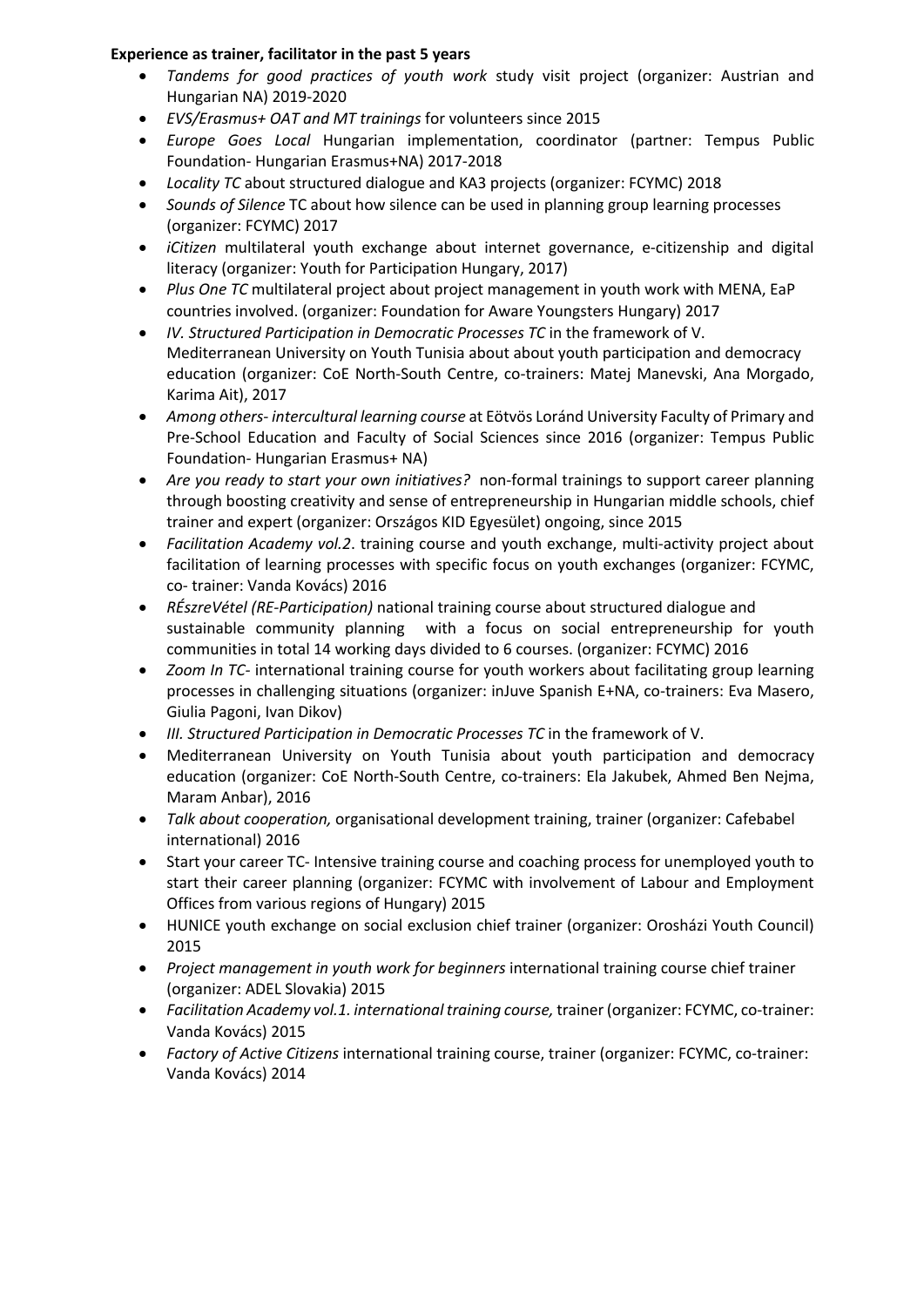**Experience as trainer, facilitator in the past 5 years**

- *Tandems for good practices of youth work* study visit project (organizer: Austrian and Hungarian NA) 2019-2020
- *EVS/Erasmus+ OAT and MT trainings* for volunteers since 2015
- *Europe Goes Local* Hungarian implementation, coordinator (partner: Tempus Public Foundation- Hungarian Erasmus+NA) 2017-2018
- *Locality TC* about structured dialogue and KA3 projects (organizer: FCYMC) 2018
- *Sounds of Silence* TC about how silence can be used in planning group learning processes (organizer: FCYMC) 2017
- *iCitizen* multilateral youth exchange about internet governance, e-citizenship and digital literacy (organizer: Youth for Participation Hungary, 2017)
- *Plus One TC* multilateral project about project management in youth work with MENA, EaP countries involved. (organizer: Foundation for Aware Youngsters Hungary) 2017
- *IV. Structured Participation in Democratic Processes TC* in the framework of V. Mediterranean University on Youth Tunisia about about youth participation and democracy education (organizer: CoE North-South Centre, co-trainers: Matej Manevski, Ana Morgado, Karima Ait), 2017
- *Among others- intercultural learning course* at Eötvös Loránd University Faculty of Primary and Pre-School Education and Faculty of Social Sciences since 2016 (organizer: Tempus Public Foundation- Hungarian Erasmus+ NA)
- *Are you ready to start your own initiatives?* non-formal trainings to support career planning through boosting creativity and sense of entrepreneurship in Hungarian middle schools, chief trainer and expert (organizer: Országos KID Egyesület) ongoing, since 2015
- *Facilitation Academy vol.2*. training course and youth exchange, multi-activity project about facilitation of learning processes with specific focus on youth exchanges (organizer: FCYMC, co- trainer: Vanda Kovács) 2016
- *RÉszreVétel (RE-Participation)* national training course about structured dialogue and sustainable community planning with a focus on social entrepreneurship for youth communities in total 14 working days divided to 6 courses. (organizer: FCYMC) 2016
- *Zoom In TC*- international training course for youth workers about facilitating group learning processes in challenging situations (organizer: inJuve Spanish E+NA, co-trainers: Eva Masero, Giulia Pagoni, Ivan Dikov)
- *III. Structured Participation in Democratic Processes TC* in the framework of V.
- Mediterranean University on Youth Tunisia about youth participation and democracy education (organizer: CoE North-South Centre, co-trainers: Ela Jakubek, Ahmed Ben Nejma, Maram Anbar), 2016
- *Talk about cooperation,* organisational development training, trainer (organizer: Cafebabel international) 2016
- Start your career TC- Intensive training course and coaching process for unemployed youth to start their career planning (organizer: FCYMC with involvement of Labour and Employment Offices from various regions of Hungary) 2015
- HUNICE youth exchange on social exclusion chief trainer (organizer: Orosházi Youth Council) 2015
- *Project management in youth work for beginners* international training course chief trainer (organizer: ADEL Slovakia) 2015
- *Facilitation Academy vol.1. international training course,* trainer (organizer: FCYMC, co-trainer: Vanda Kovács) 2015
- *Factory of Active Citizens* international training course, trainer (organizer: FCYMC, co-trainer: Vanda Kovács) 2014